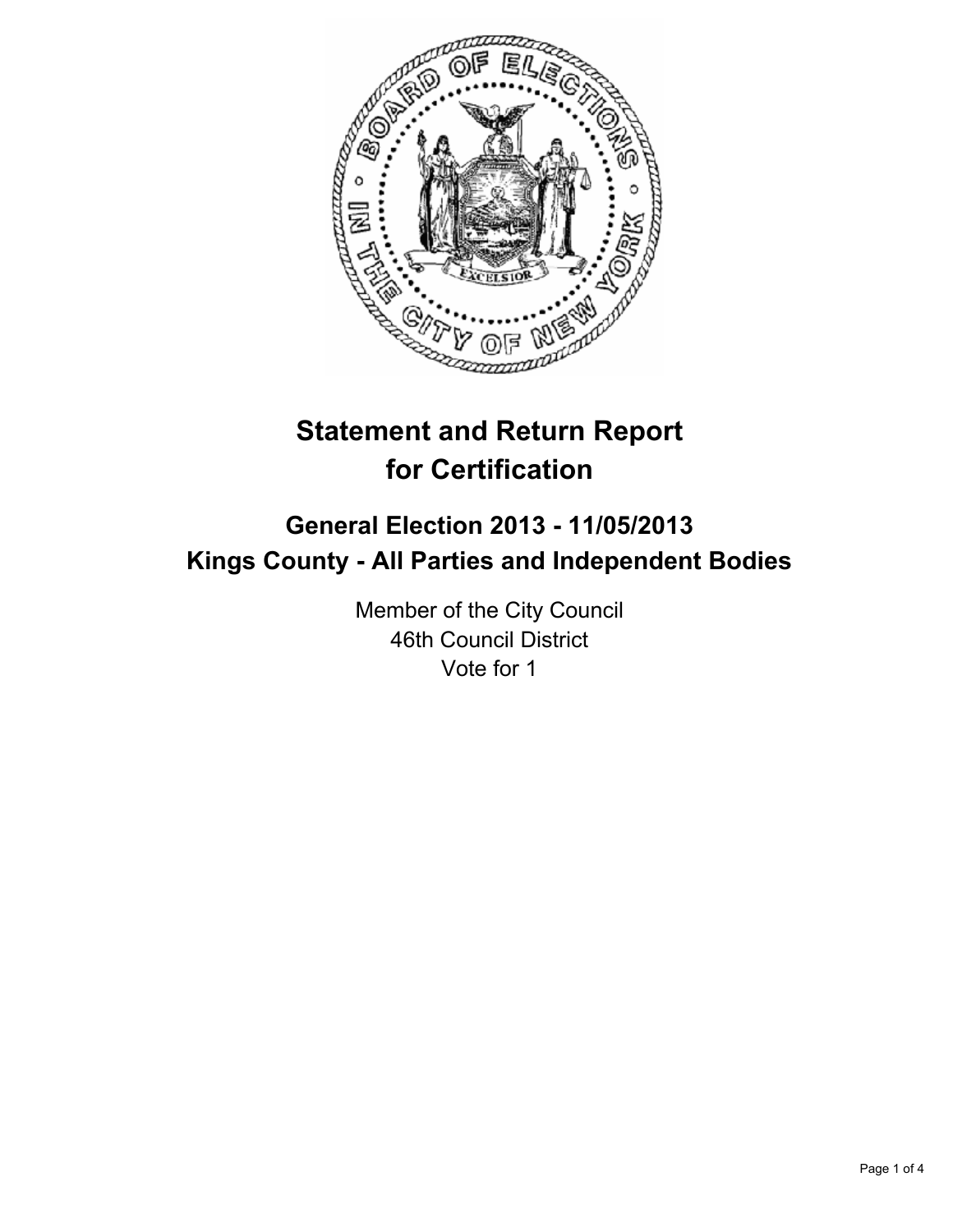# Statement and Return Report for Certification

## General Election 2013 - 11/05/2013
## Kings County - All Parties and Independent Bodies

Member of the City Council
46th Council District
Vote for 1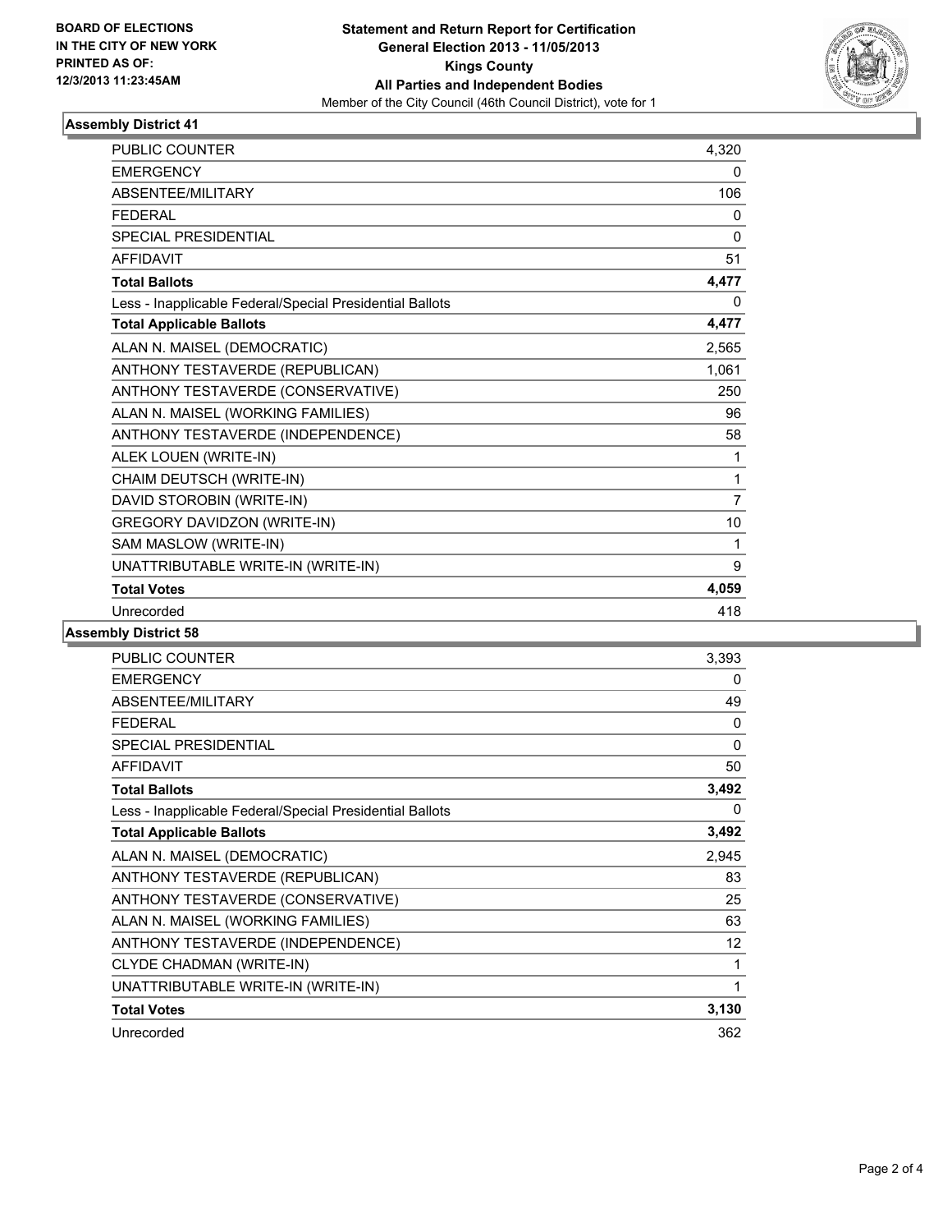BOARD OF ELECTIONS
IN THE CITY OF NEW YORK
PRINTED AS OF:
12/3/2013 11:23:45AM

**Statement and Return Report for Certification**
**General Election 2013 - 11/05/2013**
**Kings County**
**All Parties and Independent Bodies**
Member of the City Council (46th Council District), vote for 1

### Assembly District 41

| | |
|---|---|
| PUBLIC COUNTER | 4,320 |
| EMERGENCY | 0 |
| ABSENTEE/MILITARY | 106 |
| FEDERAL | 0 |
| SPECIAL PRESIDENTIAL | 0 |
| AFFIDAVIT | 51 |
| **Total Ballots** | **4,477** |
| Less - Inapplicable Federal/Special Presidential Ballots | 0 |
| **Total Applicable Ballots** | **4,477** |
| ALAN N. MAISEL (DEMOCRATIC) | 2,565 |
| ANTHONY TESTAVERDE (REPUBLICAN) | 1,061 |
| ANTHONY TESTAVERDE (CONSERVATIVE) | 250 |
| ALAN N. MAISEL (WORKING FAMILIES) | 96 |
| ANTHONY TESTAVERDE (INDEPENDENCE) | 58 |
| ALEK LOUEN (WRITE-IN) | 1 |
| CHAIM DEUTSCH (WRITE-IN) | 1 |
| DAVID STOROBIN (WRITE-IN) | 7 |
| GREGORY DAVIDZON (WRITE-IN) | 10 |
| SAM MASLOW (WRITE-IN) | 1 |
| UNATTRIBUTABLE WRITE-IN (WRITE-IN) | 9 |
| **Total Votes** | **4,059** |
| Unrecorded | 418 |

### Assembly District 58

| | |
|---|---|
| PUBLIC COUNTER | 3,393 |
| EMERGENCY | 0 |
| ABSENTEE/MILITARY | 49 |
| FEDERAL | 0 |
| SPECIAL PRESIDENTIAL | 0 |
| AFFIDAVIT | 50 |
| **Total Ballots** | **3,492** |
| Less - Inapplicable Federal/Special Presidential Ballots | 0 |
| **Total Applicable Ballots** | **3,492** |
| ALAN N. MAISEL (DEMOCRATIC) | 2,945 |
| ANTHONY TESTAVERDE (REPUBLICAN) | 83 |
| ANTHONY TESTAVERDE (CONSERVATIVE) | 25 |
| ALAN N. MAISEL (WORKING FAMILIES) | 63 |
| ANTHONY TESTAVERDE (INDEPENDENCE) | 12 |
| CLYDE CHADMAN (WRITE-IN) | 1 |
| UNATTRIBUTABLE WRITE-IN (WRITE-IN) | 1 |
| **Total Votes** | **3,130** |
| Unrecorded | 362 |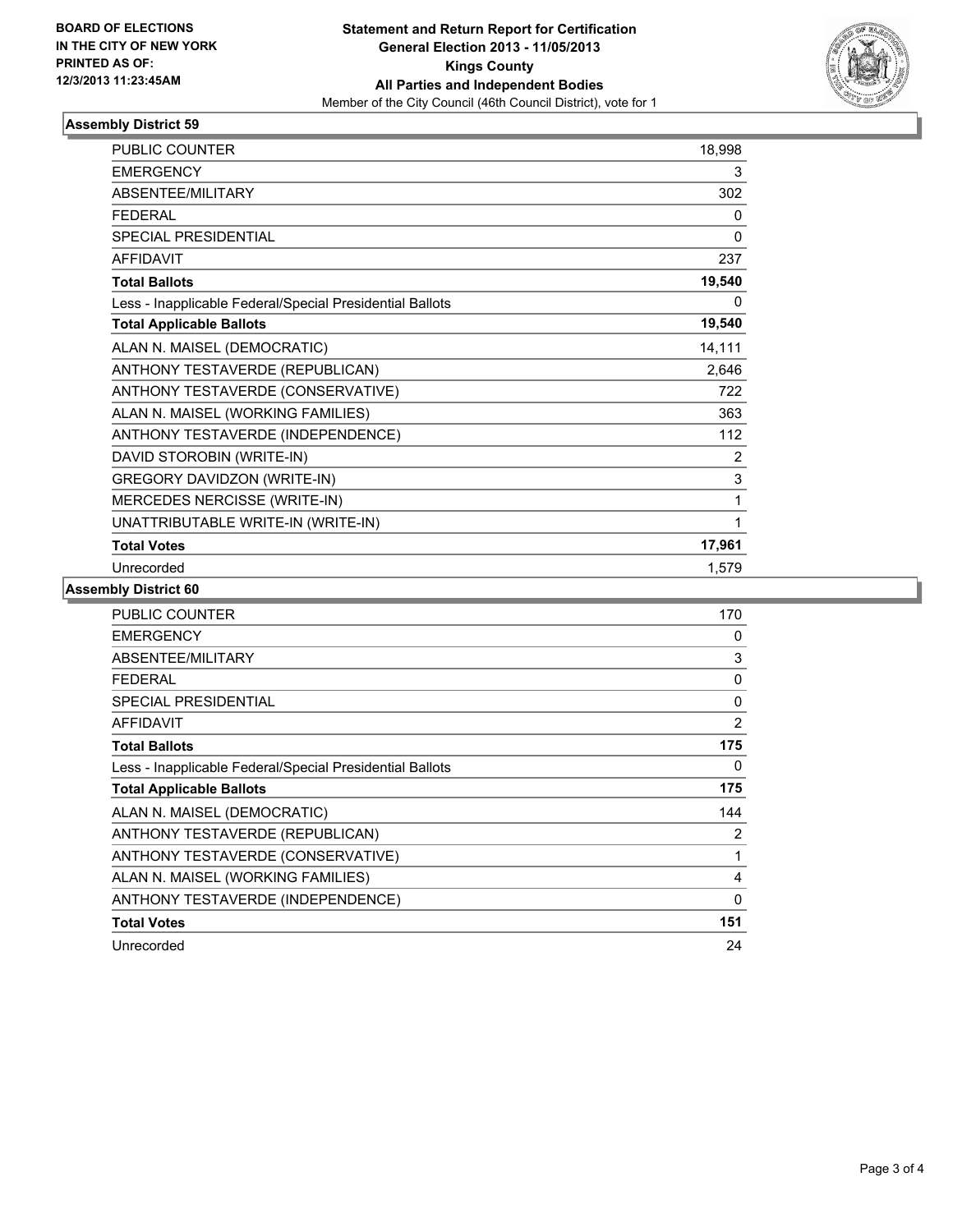**BOARD OF ELECTIONS IN THE CITY OF NEW YORK PRINTED AS OF: 12/3/2013 11:23:45AM**

**Statement and Return Report for Certification General Election 2013 - 11/05/2013 Kings County All Parties and Independent Bodies**

Member of the City Council (46th Council District), vote for 1

### Assembly District 59

| | |
|---|---|
| PUBLIC COUNTER | 18,998 |
| EMERGENCY | 3 |
| ABSENTEE/MILITARY | 302 |
| FEDERAL | 0 |
| SPECIAL PRESIDENTIAL | 0 |
| AFFIDAVIT | 237 |
| **Total Ballots** | **19,540** |
| Less - Inapplicable Federal/Special Presidential Ballots | 0 |
| **Total Applicable Ballots** | **19,540** |
| ALAN N. MAISEL (DEMOCRATIC) | 14,111 |
| ANTHONY TESTAVERDE (REPUBLICAN) | 2,646 |
| ANTHONY TESTAVERDE (CONSERVATIVE) | 722 |
| ALAN N. MAISEL (WORKING FAMILIES) | 363 |
| ANTHONY TESTAVERDE (INDEPENDENCE) | 112 |
| DAVID STOROBIN (WRITE-IN) | 2 |
| GREGORY DAVIDZON (WRITE-IN) | 3 |
| MERCEDES NERCISSE (WRITE-IN) | 1 |
| UNATTRIBUTABLE WRITE-IN (WRITE-IN) | 1 |
| **Total Votes** | **17,961** |
| Unrecorded | 1,579 |

### Assembly District 60

| | |
|---|---|
| PUBLIC COUNTER | 170 |
| EMERGENCY | 0 |
| ABSENTEE/MILITARY | 3 |
| FEDERAL | 0 |
| SPECIAL PRESIDENTIAL | 0 |
| AFFIDAVIT | 2 |
| **Total Ballots** | **175** |
| Less - Inapplicable Federal/Special Presidential Ballots | 0 |
| **Total Applicable Ballots** | **175** |
| ALAN N. MAISEL (DEMOCRATIC) | 144 |
| ANTHONY TESTAVERDE (REPUBLICAN) | 2 |
| ANTHONY TESTAVERDE (CONSERVATIVE) | 1 |
| ALAN N. MAISEL (WORKING FAMILIES) | 4 |
| ANTHONY TESTAVERDE (INDEPENDENCE) | 0 |
| **Total Votes** | **151** |
| Unrecorded | 24 |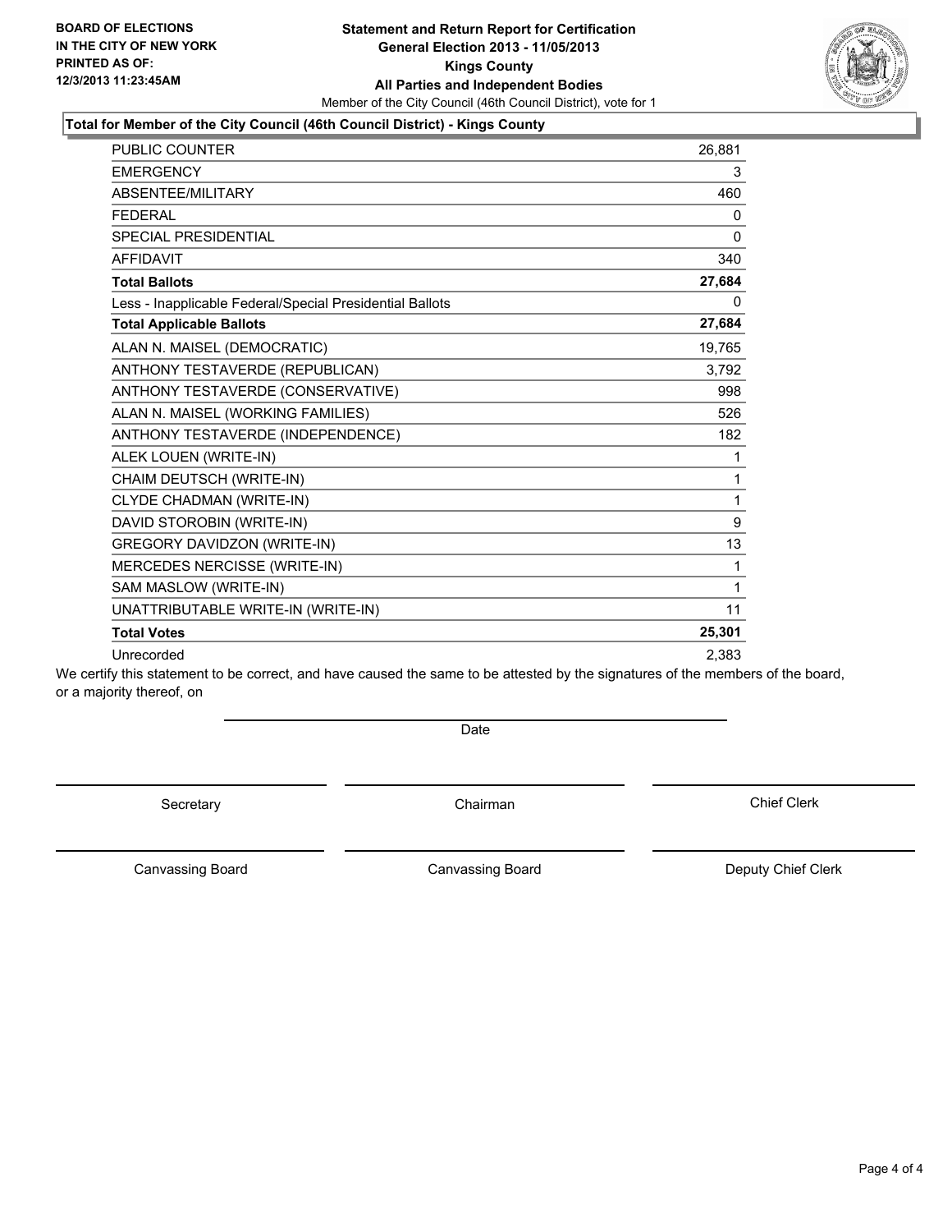**BOARD OF ELECTIONS IN THE CITY OF NEW YORK PRINTED AS OF: 12/3/2013 11:23:45AM**

**Statement and Return Report for Certification General Election 2013 - 11/05/2013 Kings County All Parties and Independent Bodies**

Member of the City Council (46th Council District), vote for 1

**Total for Member of the City Council (46th Council District) - Kings County**

| | |
|---|---|
| PUBLIC COUNTER | 26,881 |
| EMERGENCY | 3 |
| ABSENTEE/MILITARY | 460 |
| FEDERAL | 0 |
| SPECIAL PRESIDENTIAL | 0 |
| AFFIDAVIT | 340 |
| **Total Ballots** | **27,684** |
| Less - Inapplicable Federal/Special Presidential Ballots | 0 |
| **Total Applicable Ballots** | **27,684** |
| ALAN N. MAISEL (DEMOCRATIC) | 19,765 |
| ANTHONY TESTAVERDE (REPUBLICAN) | 3,792 |
| ANTHONY TESTAVERDE (CONSERVATIVE) | 998 |
| ALAN N. MAISEL (WORKING FAMILIES) | 526 |
| ANTHONY TESTAVERDE (INDEPENDENCE) | 182 |
| ALEK LOUEN (WRITE-IN) | 1 |
| CHAIM DEUTSCH (WRITE-IN) | 1 |
| CLYDE CHADMAN (WRITE-IN) | 1 |
| DAVID STOROBIN (WRITE-IN) | 9 |
| GREGORY DAVIDZON (WRITE-IN) | 13 |
| MERCEDES NERCISSE (WRITE-IN) | 1 |
| SAM MASLOW (WRITE-IN) | 1 |
| UNATTRIBUTABLE WRITE-IN (WRITE-IN) | 11 |
| **Total Votes** | **25,301** |
| Unrecorded | 2,383 |

We certify this statement to be correct, and have caused the same to be attested by the signatures of the members of the board, or a majority thereof, on

Date

Secretary

Chairman

Chief Clerk

Canvassing Board

Canvassing Board

Deputy Chief Clerk